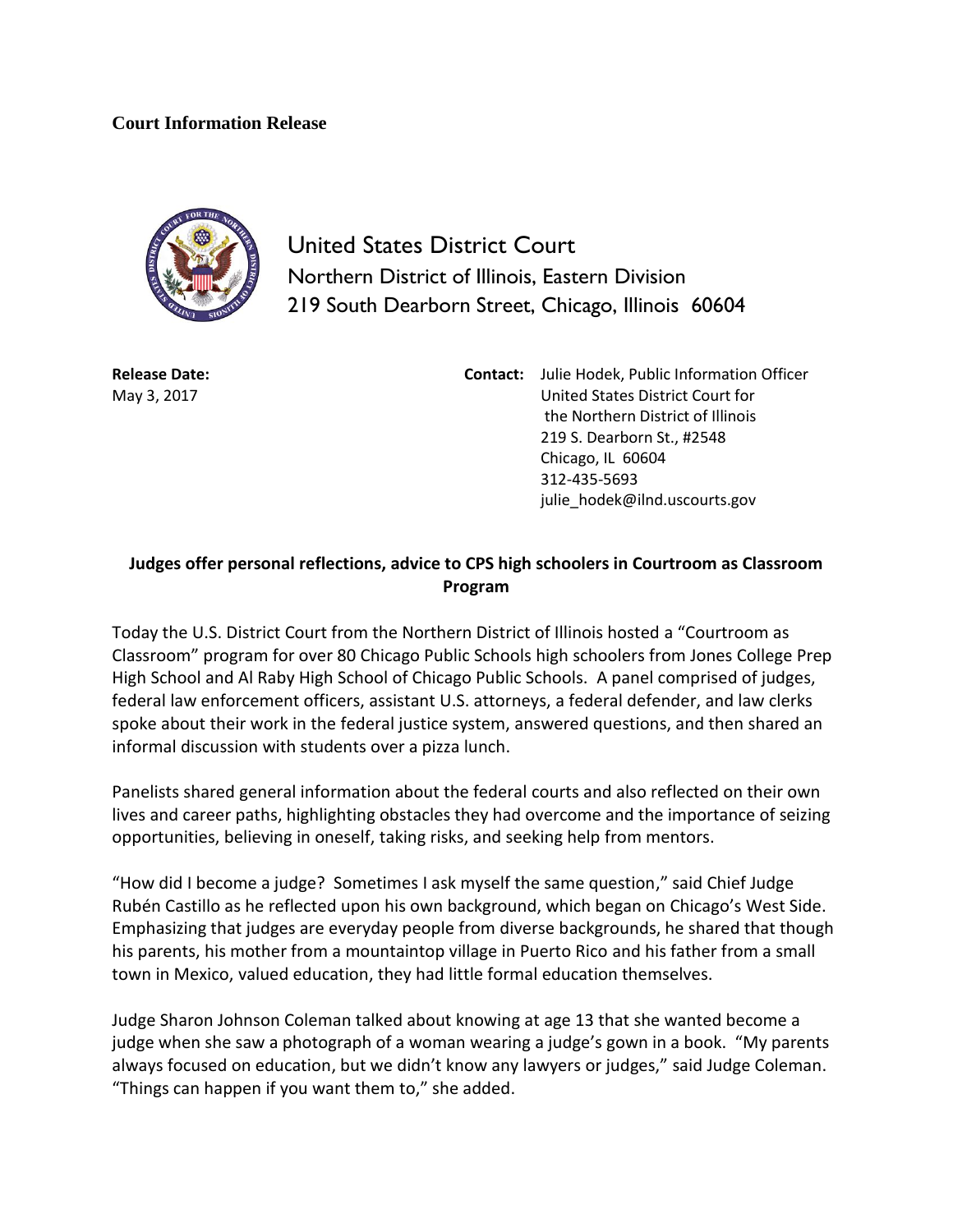**Court Information Release**

United States District Court
Northern District of Illinois, Eastern Division
219 South Dearborn Street, Chicago, Illinois 60604

**Release Date:**
May 3, 2017

**Contact:** Julie Hodek, Public Information Officer
United States District Court for
the Northern District of Illinois
219 S. Dearborn St., #2548
Chicago, IL 60604
312-435-5693
julie_hodek@ilnd.uscourts.gov

## Judges offer personal reflections, advice to CPS high schoolers in Courtroom as Classroom Program

Today the U.S. District Court from the Northern District of Illinois hosted a "Courtroom as Classroom" program for over 80 Chicago Public Schools high schoolers from Jones College Prep High School and Al Raby High School of Chicago Public Schools. A panel comprised of judges, federal law enforcement officers, assistant U.S. attorneys, a federal defender, and law clerks spoke about their work in the federal justice system, answered questions, and then shared an informal discussion with students over a pizza lunch.

Panelists shared general information about the federal courts and also reflected on their own lives and career paths, highlighting obstacles they had overcome and the importance of seizing opportunities, believing in oneself, taking risks, and seeking help from mentors.

"How did I become a judge? Sometimes I ask myself the same question," said Chief Judge Rubén Castillo as he reflected upon his own background, which began on Chicago's West Side. Emphasizing that judges are everyday people from diverse backgrounds, he shared that though his parents, his mother from a mountaintop village in Puerto Rico and his father from a small town in Mexico, valued education, they had little formal education themselves.

Judge Sharon Johnson Coleman talked about knowing at age 13 that she wanted become a judge when she saw a photograph of a woman wearing a judge's gown in a book. "My parents always focused on education, but we didn't know any lawyers or judges," said Judge Coleman. "Things can happen if you want them to," she added.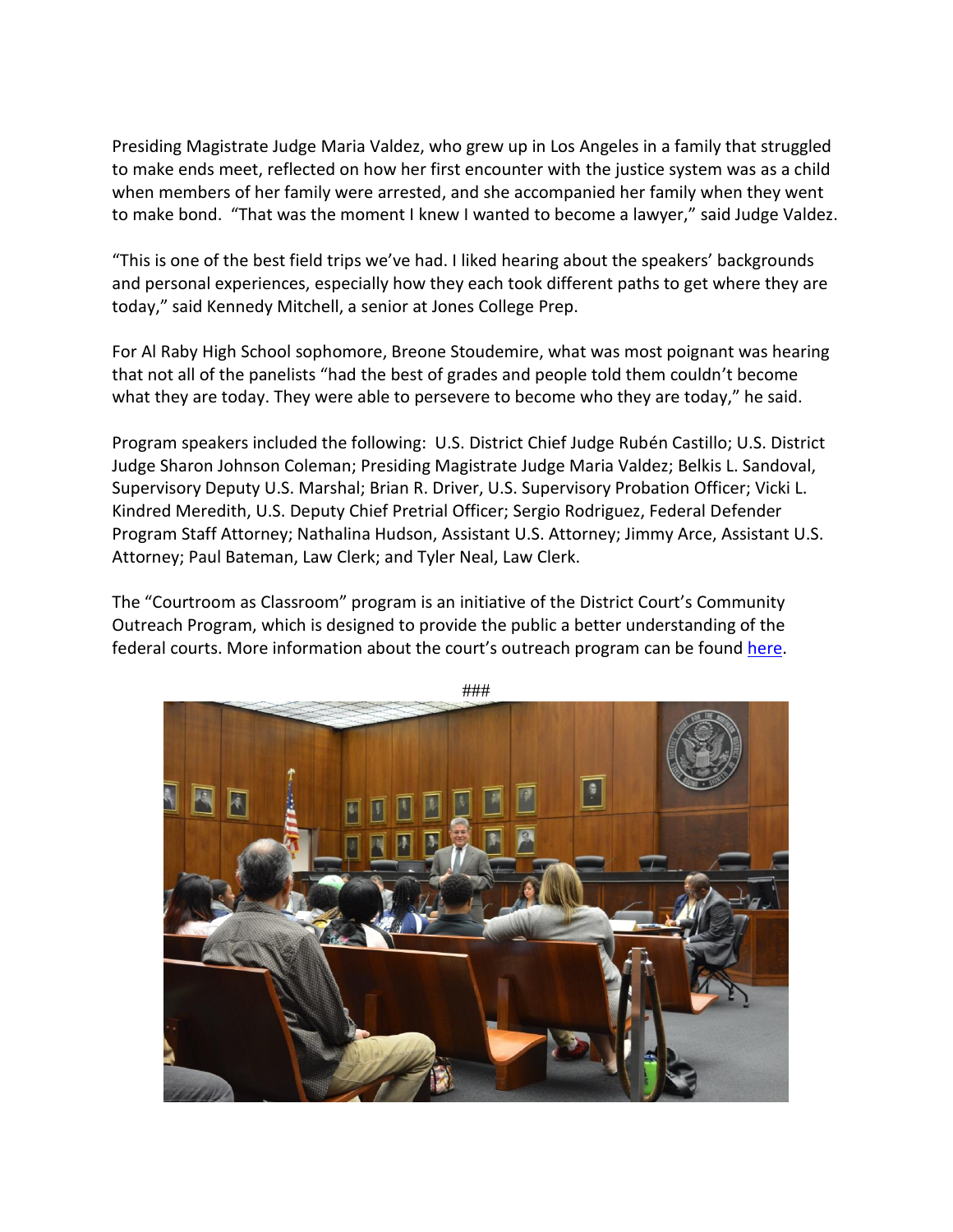Presiding Magistrate Judge Maria Valdez, who grew up in Los Angeles in a family that struggled to make ends meet, reflected on how her first encounter with the justice system was as a child when members of her family were arrested, and she accompanied her family when they went to make bond. "That was the moment I knew I wanted to become a lawyer," said Judge Valdez.

"This is one of the best field trips we've had. I liked hearing about the speakers' backgrounds and personal experiences, especially how they each took different paths to get where they are today," said Kennedy Mitchell, a senior at Jones College Prep.

For Al Raby High School sophomore, Breone Stoudemire, what was most poignant was hearing that not all of the panelists "had the best of grades and people told them couldn't become what they are today. They were able to persevere to become who they are today," he said.

Program speakers included the following: U.S. District Chief Judge Rubén Castillo; U.S. District Judge Sharon Johnson Coleman; Presiding Magistrate Judge Maria Valdez; Belkis L. Sandoval, Supervisory Deputy U.S. Marshal; Brian R. Driver, U.S. Supervisory Probation Officer; Vicki L. Kindred Meredith, U.S. Deputy Chief Pretrial Officer; Sergio Rodriguez, Federal Defender Program Staff Attorney; Nathalina Hudson, Assistant U.S. Attorney; Jimmy Arce, Assistant U.S. Attorney; Paul Bateman, Law Clerk; and Tyler Neal, Law Clerk.

The "Courtroom as Classroom" program is an initiative of the District Court's Community Outreach Program, which is designed to provide the public a better understanding of the federal courts. More information about the court's outreach program can be found here.

###